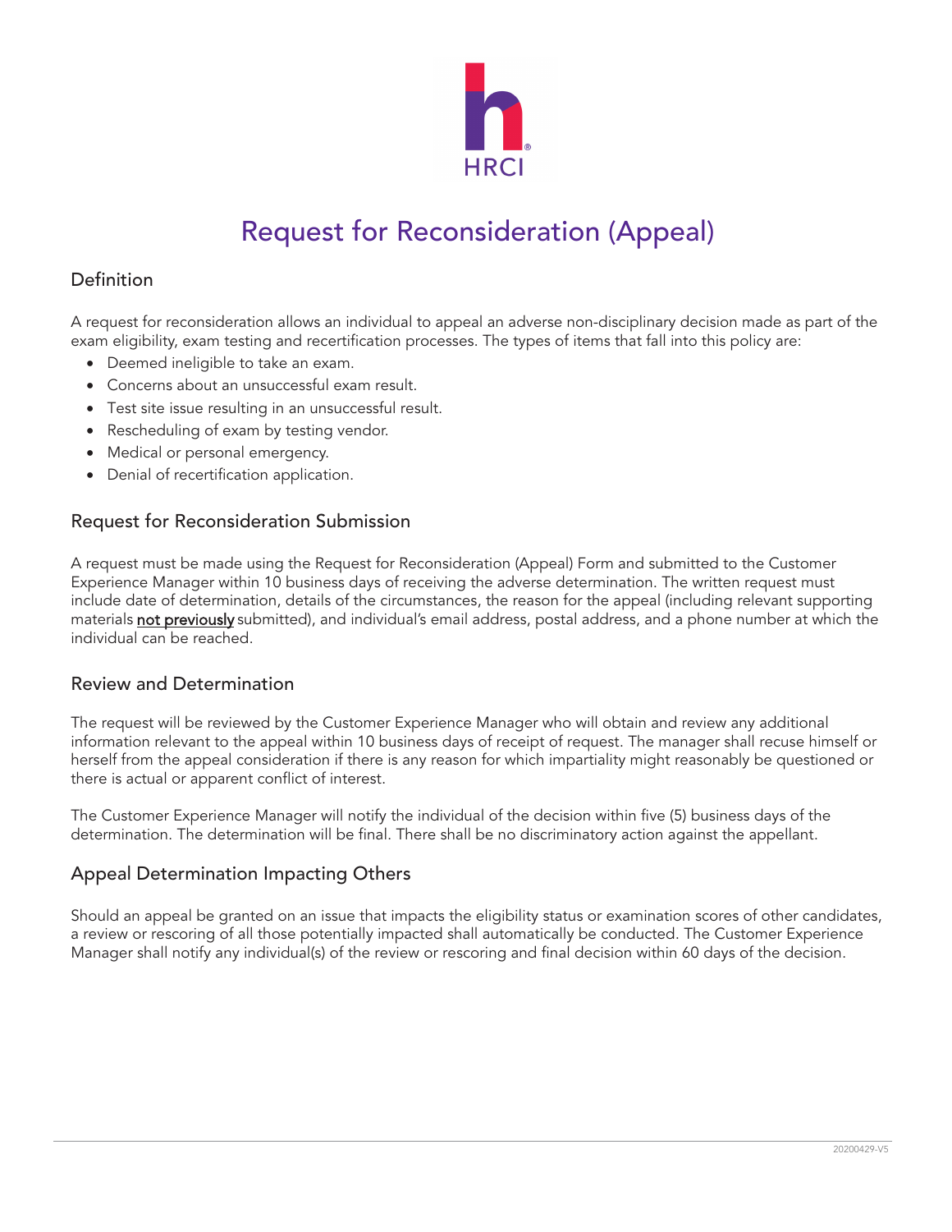HRCI

# Request for Reconsideration (Appeal)

## Definition

A request for reconsideration allows an individual to appeal an adverse non-disciplinary decision made as part of the exam eligibility, exam testing and recertification processes. The types of items that fall into this policy are:

- Deemed ineligible to take an exam.
- Concerns about an unsuccessful exam result.
- Test site issue resulting in an unsuccessful result.
- Rescheduling of exam by testing vendor.
- Medical or personal emergency.
- Denial of recertification application.

## Request for Reconsideration Submission

A request must be made using the Request for Reconsideration (Appeal) Form and submitted to the Customer Experience Manager within 10 business days of receiving the adverse determination. The written request must include date of determination, details of the circumstances, the reason for the appeal (including relevant supporting materials **not previously** submitted), and individual's email address, postal address, and a phone number at which the individual can be reached.

## Review and Determination

The request will be reviewed by the Customer Experience Manager who will obtain and review any additional information relevant to the appeal within 10 business days of receipt of request. The manager shall recuse himself or herself from the appeal consideration if there is any reason for which impartiality might reasonably be questioned or there is actual or apparent conflict of interest.

The Customer Experience Manager will notify the individual of the decision within five (5) business days of the determination. The determination will be final. There shall be no discriminatory action against the appellant.

## Appeal Determination Impacting Others

Should an appeal be granted on an issue that impacts the eligibility status or examination scores of other candidates, a review or rescoring of all those potentially impacted shall automatically be conducted. The Customer Experience Manager shall notify any individual(s) of the review or rescoring and final decision within 60 days of the decision.

20200429-V5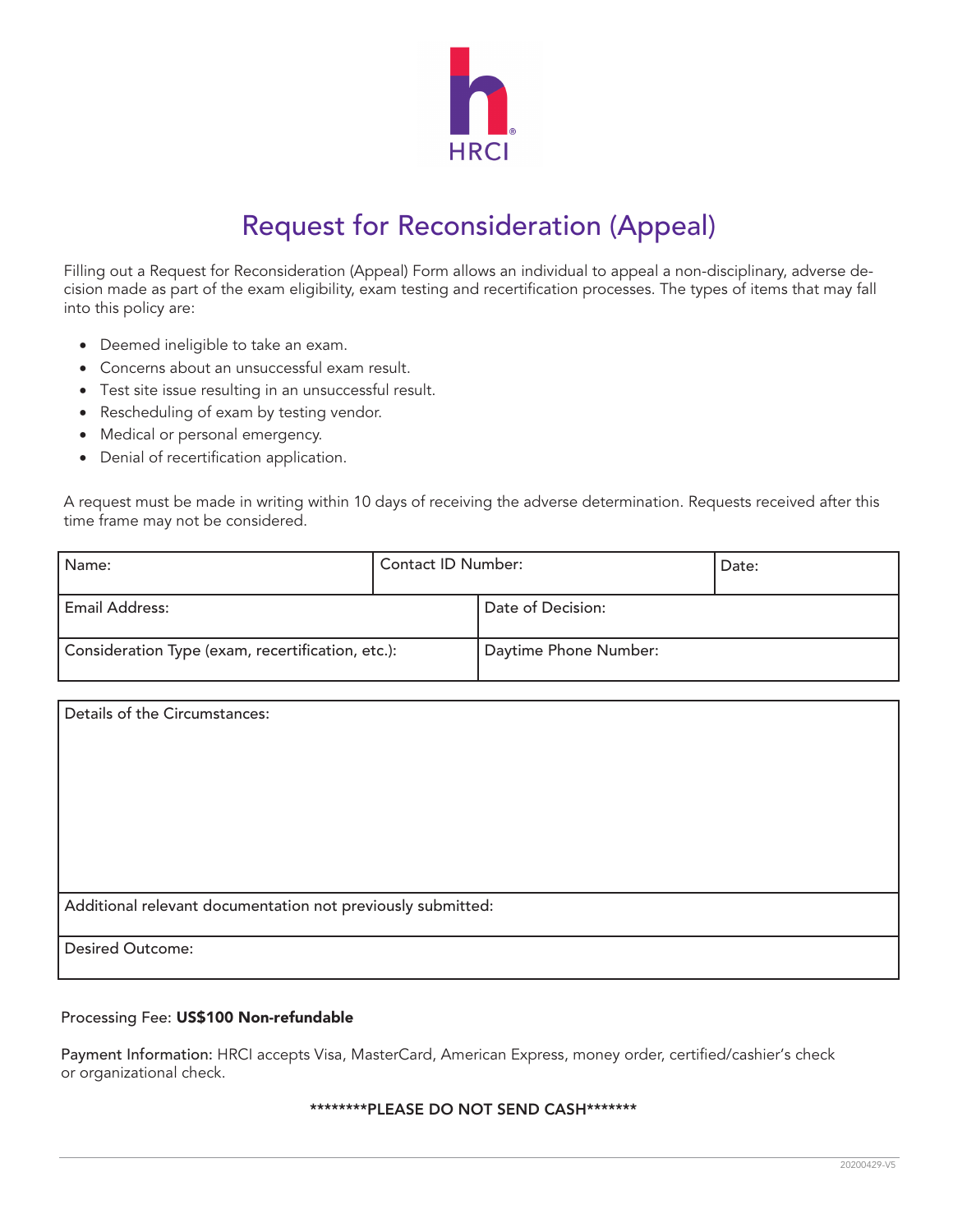HRCI

# Request for Reconsideration (Appeal)

Filling out a Request for Reconsideration (Appeal) Form allows an individual to appeal a non-disciplinary, adverse decision made as part of the exam eligibility, exam testing and recertification processes. The types of items that may fall into this policy are:

- Deemed ineligible to take an exam.
- Concerns about an unsuccessful exam result.
- Test site issue resulting in an unsuccessful result.
- Rescheduling of exam by testing vendor.
- Medical or personal emergency.
- Denial of recertification application.

A request must be made in writing within 10 days of receiving the adverse determination. Requests received after this time frame may not be considered.

| Name: | Contact ID Number: | Date: |
|---|---|---|
| Email Address: | Date of Decision: | |
| Consideration Type (exam, recertification, etc.): | Daytime Phone Number: | |

| Details of the Circumstances: |
|---|
| Additional relevant documentation not previously submitted: |
| Desired Outcome: |

Processing Fee: **US$100 Non-refundable**

Payment Information: HRCI accepts Visa, MasterCard, American Express, money order, certified/cashier's check or organizational check.

**********PLEASE DO NOT SEND CASH*********

20200429-V5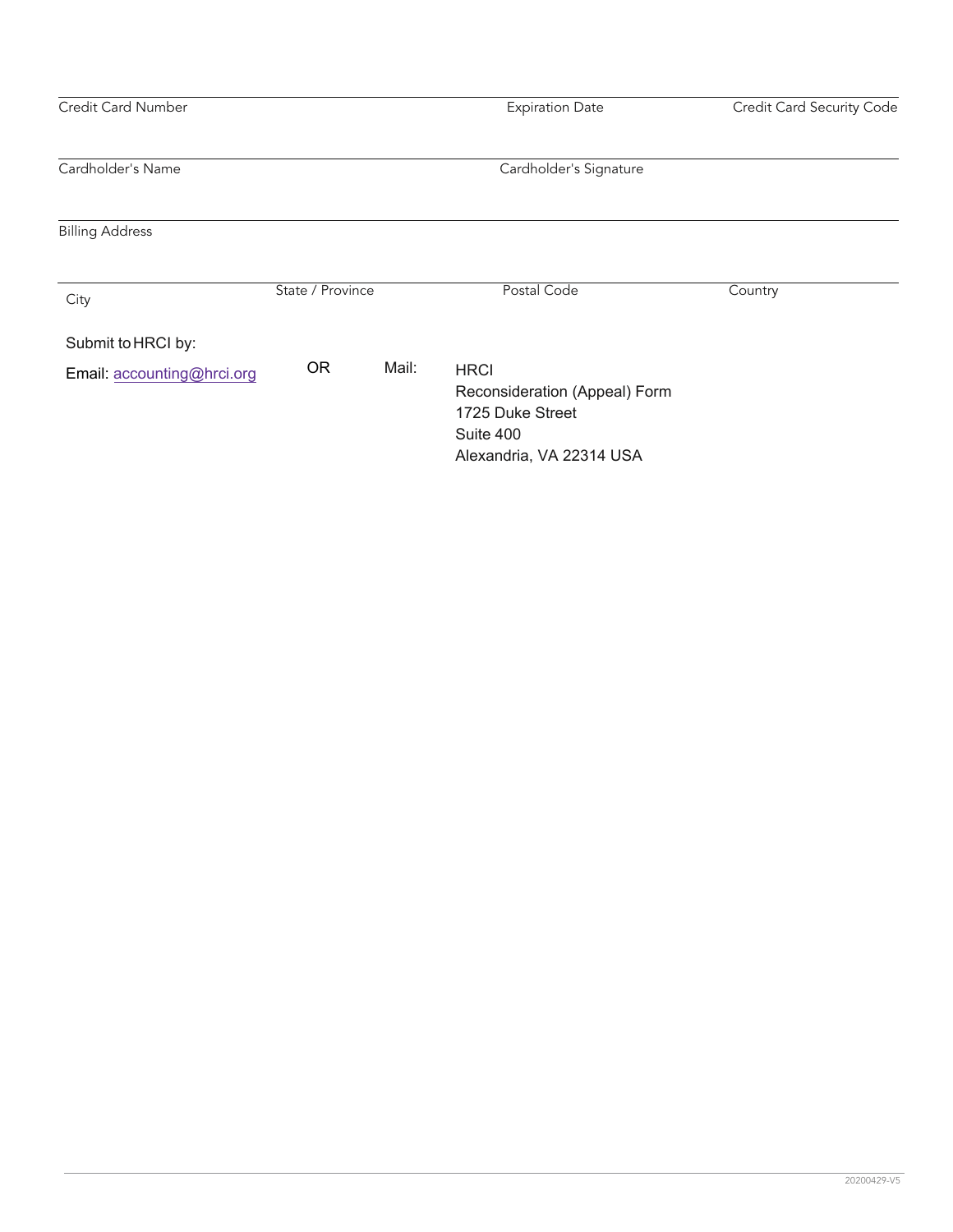| | | |
|---|---|---|
| Credit Card Number | Expiration Date | Credit Card Security Code |

| | |
|---|---|
| Cardholder's Name | Cardholder's Signature |

Billing Address

| | | | |
|---|---|---|---|
| City | State / Province | Postal Code | Country |

Submit to HRCI by:

Email: accounting@hrci.org OR Mail:

HRCI
Reconsideration (Appeal) Form
1725 Duke Street
Suite 400
Alexandria, VA 22314 USA

20200429-V5